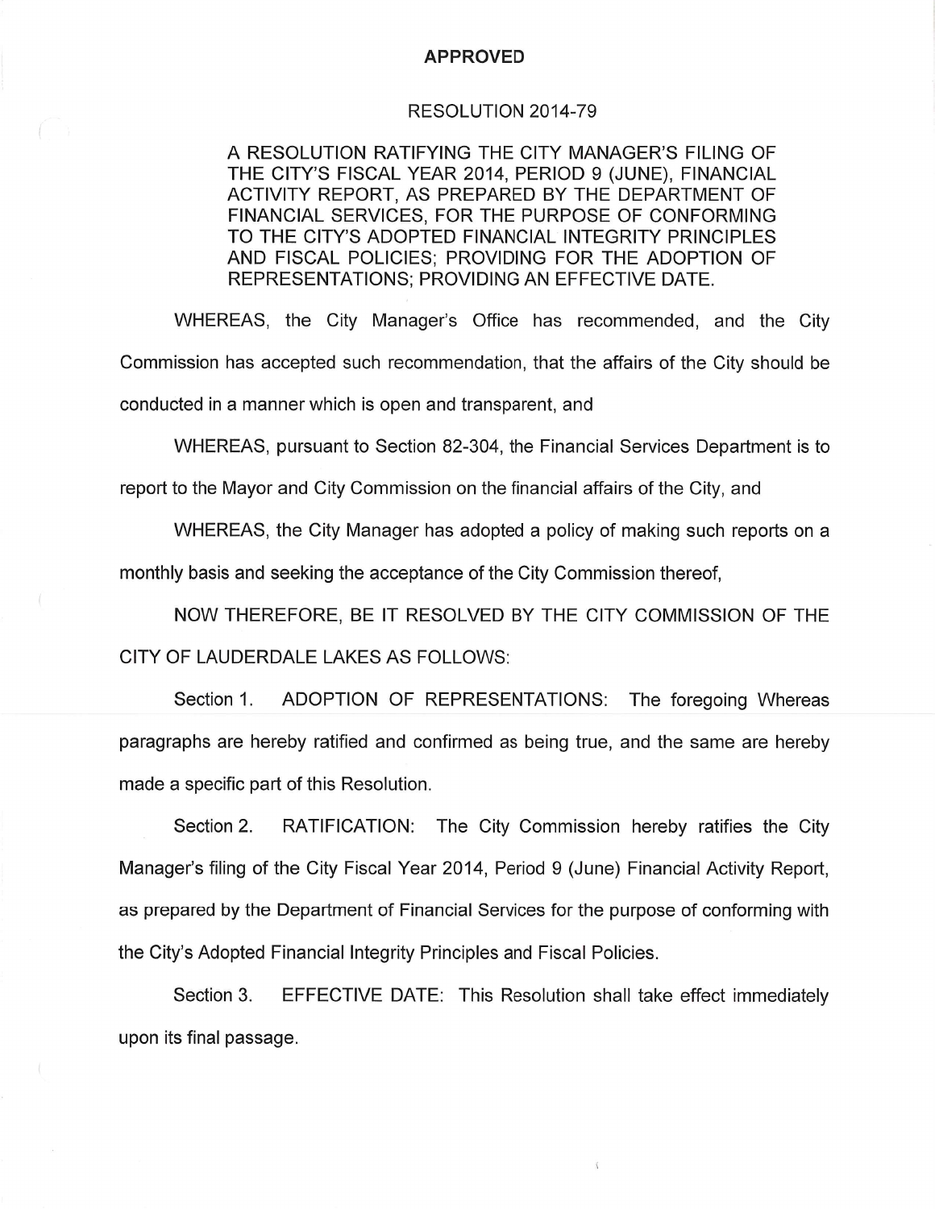**APPROVED**

RESOLUTION 2014-79

A RESOLUTION RATIFYING THE CITY MANAGER'S FILING OF THE CITY'S FISCAL YEAR 2014, PERIOD 9 (JUNE), FINANCIAL ACTIVITY REPORT, AS PREPARED BY THE DEPARTMENT OF FINANCIAL SERVICES, FOR THE PURPOSE OF CONFORMING TO THE CITY'S ADOPTED FINANCIAL INTEGRITY PRINCIPLES AND FISCAL POLICIES; PROVIDING FOR THE ADOPTION OF REPRESENTATIONS; PROVIDING AN EFFECTIVE DATE.

WHEREAS, the City Manager's Office has recommended, and the City Commission has accepted such recommendation, that the affairs of the City should be conducted in a manner which is open and transparent, and

WHEREAS, pursuant to Section 82-304, the Financial Services Department is to report to the Mayor and City Commission on the financial affairs of the City, and

WHEREAS, the City Manager has adopted a policy of making such reports on a monthly basis and seeking the acceptance of the City Commission thereof,

NOW THEREFORE, BE IT RESOLVED BY THE CITY COMMISSION OF THE CITY OF LAUDERDALE LAKES AS FOLLOWS:

Section 1. ADOPTION OF REPRESENTATIONS: The foregoing Whereas paragraphs are hereby ratified and confirmed as being true, and the same are hereby made a specific part of this Resolution.

Section 2. RATIFICATION: The City Commission hereby ratifies the City Manager's filing of the City Fiscal Year 2014, Period 9 (June) Financial Activity Report, as prepared by the Department of Financial Services for the purpose of conforming with the City's Adopted Financial Integrity Principles and Fiscal Policies.

Section 3. EFFECTIVE DATE: This Resolution shall take effect immediately upon its final passage.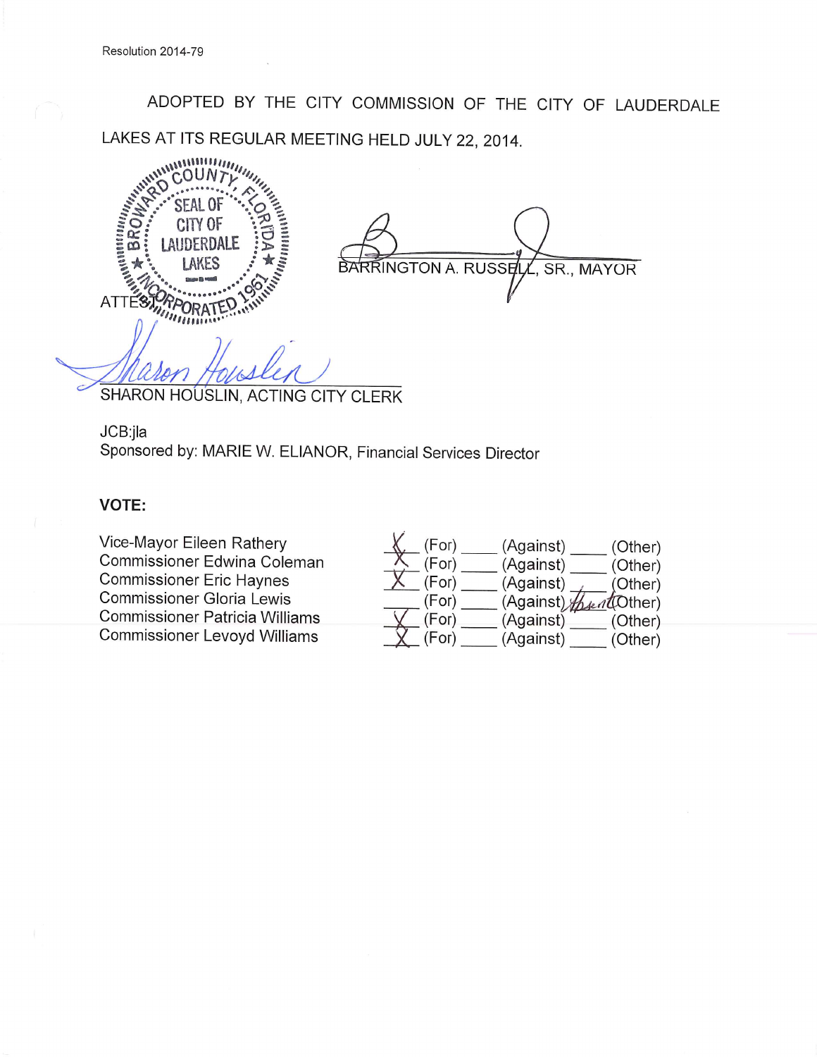Resolution 2014-79

ADOPTED BY THE CITY COMMISSION OF THE CITY OF LAUDERDALE LAKES AT ITS REGULAR MEETING HELD JULY 22, 2014.

BROWARD COUNTY, FLORIDA SEAL OF CITY OF LAUDERDALE LAKES INCORPORATED 1961

BARRINGTON A. RUSSELL, SR., MAYOR

ATTEST:

SHARON HOUSLIN, ACTING CITY CLERK

JCB:jla

Sponsored by: MARIE W. ELIANOR, Financial Services Director

**VOTE:**

| | | | |
|---|---|---|---|
| Vice-Mayor Eileen Rathery | X (For) | ____ (Against) | ____ (Other) |
| Commissioner Edwina Coleman | X (For) | ____ (Against) | ____ (Other) |
| Commissioner Eric Haynes | X (For) | ____ (Against) | ____ (Other) |
| Commissioner Gloria Lewis | ____ (For) | ____ (Against) | Absent (Other) |
| Commissioner Patricia Williams | X (For) | ____ (Against) | ____ (Other) |
| Commissioner Levoyd Williams | X (For) | ____ (Against) | ____ (Other) |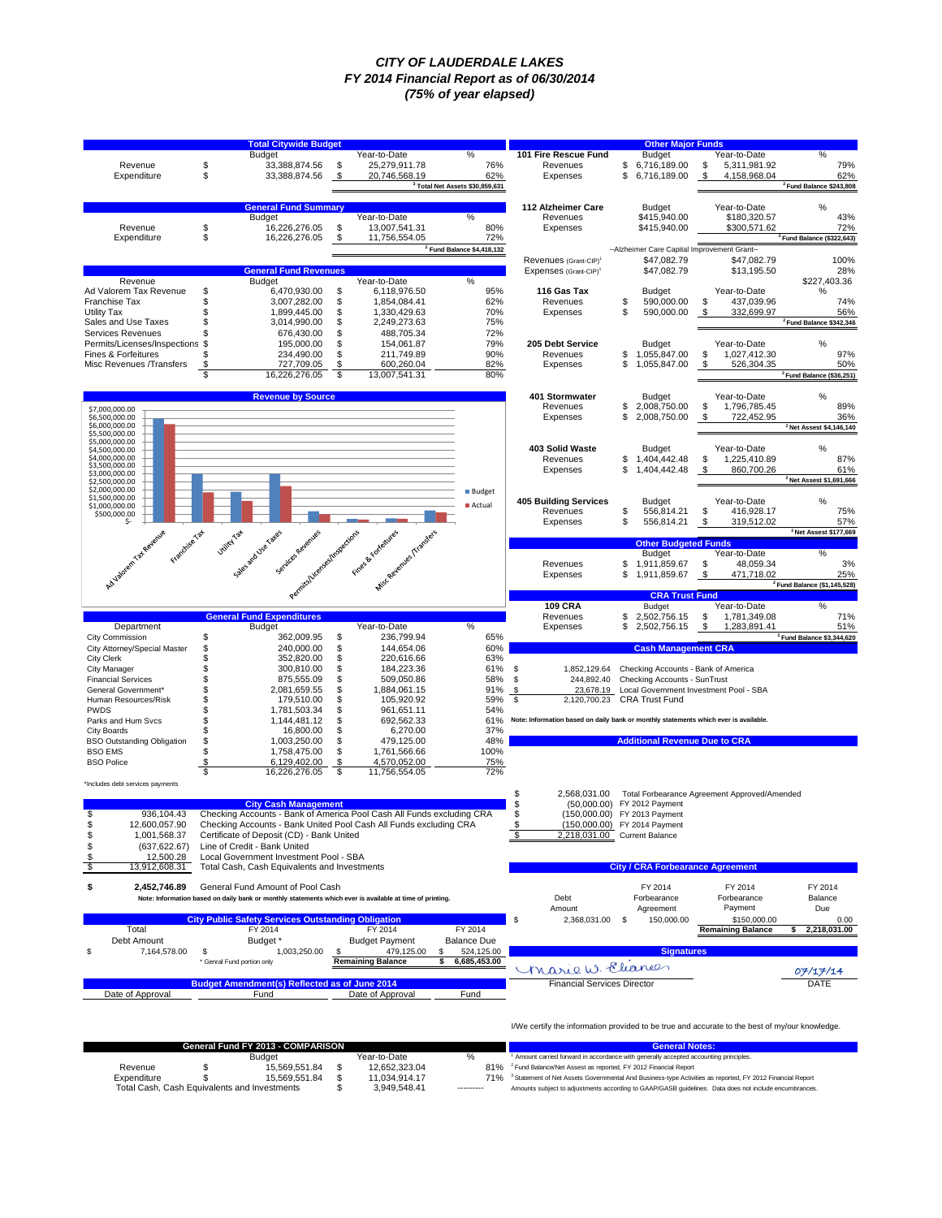# CITY OF LAUDERDALE LAKES
## FY 2014 Financial Report as of 06/30/2014
### (75% of year elapsed)

**Total Citywide Budget**

| | | Budget | | Year-to-Date | % |
|---|---|---|---|---|---|
| Revenue | $ | 33,388,874.56 | $ | 25,279,911.78 | 76% |
| Expenditure | $ | 33,388,874.56 | $ | 20,746,568.19 | 62% |

[3] Total Net Assets $30,859,631

**General Fund Summary**

| | | Budget | | Year-to-Date | % |
|---|---|---|---|---|---|
| Revenue | $ | 16,226,276.05 | $ | 13,007,541.31 | 80% |
| Expenditure | $ | 16,226,276.05 | $ | 11,756,554.05 | 72% |

[2] Fund Balance $4,418,132

**General Fund Revenues**

| Revenue | | Budget | | Year-to-Date | % |
|---|---|---|---|---|---|
| Ad Valorem Tax Revenue | $ | 6,470,930.00 | $ | 6,118,976.50 | 95% |
| Franchise Tax | $ | 3,007,282.00 | $ | 1,854,084.41 | 62% |
| Utility Tax | $ | 1,899,445.00 | $ | 1,330,429.63 | 70% |
| Sales and Use Taxes | $ | 3,014,990.00 | $ | 2,249,273.63 | 75% |
| Services Revenues | $ | 676,430.00 | $ | 488,705.34 | 72% |
| Permits/Licenses/Inspections | $ | 195,000.00 | $ | 154,061.87 | 79% |
| Fines & Forfeitures | $ | 234,490.00 | $ | 211,749.89 | 90% |
| Misc Revenues /Transfers | $ | 727,709.05 | $ | 600,260.04 | 82% |
| | $ | 16,226,276.05 | $ | 13,007,541.31 | 80% |

**Revenue by Source**

$7,000,000.00
$6,500,000.00
$6,000,000.00
$5,500,000.00
$5,000,000.00
$4,500,000.00
$4,000,000.00
$3,500,000.00
$3,000,000.00
$2,500,000.00
$2,000,000.00
$1,500,000.00
$1,000,000.00
$500,000.00
$-

Ad Valorem Tax Revenue, Franchise Tax, Utility Tax, Sales and Use Taxes, Services Revenues, Permits/Licenses/Inspections, Fines & Forfeitures, Misc Revenues /Transfers

Budget
Actual

**General Fund Expenditures**

| Department | | Budget | | Year-to-Date | % |
|---|---|---|---|---|---|
| City Commission | $ | 362,009.95 | $ | 236,799.94 | 65% |
| City Attorney/Special Master | $ | 240,000.00 | $ | 144,654.06 | 60% |
| City Clerk | $ | 352,820.00 | $ | 220,616.66 | 63% |
| City Manager | $ | 300,810.00 | $ | 184,223.36 | 61% |
| Financial Services | $ | 875,555.09 | $ | 509,050.86 | 58% |
| General Government* | $ | 2,081,659.55 | $ | 1,884,061.15 | 91% |
| Human Resources/Risk | $ | 179,510.00 | $ | 105,920.92 | 59% |
| PWDS | $ | 1,781,503.34 | $ | 961,651.11 | 54% |
| Parks and Hum Svcs | $ | 1,144,481.12 | $ | 692,562.33 | 61% |
| City Boards | $ | 16,800.00 | $ | 6,270.00 | 37% |
| BSO Outstanding Obligation | $ | 1,003,250.00 | $ | 479,125.00 | 48% |
| BSO EMS | $ | 1,758,475.00 | $ | 1,761,566.66 | 100% |
| BSO Police | $ | 6,129,402.00 | $ | 4,570,052.00 | 75% |
| | $ | 16,226,276.05 | $ | 11,756,554.05 | 72% |

*Includes debt services payments

**City Cash Management**

| | | |
|---|---|---|
| $ | 936,104.43 | Checking Accounts - Bank of America Pool Cash All Funds excluding CRA |
| $ | 12,600,057.90 | Checking Accounts - Bank United Pool Cash All Funds excluding CRA |
| $ | 1,001,568.37 | Certificate of Deposit (CD) - Bank United |
| $ | (637,622.67) | Line of Credit - Bank United |
| $ | 12,500.28 | Local Government Investment Pool - SBA |
| $ | 13,912,608.31 | Total Cash, Cash Equivalents and Investments |
| **$** | **2,452,746.89** | General Fund Amount of Pool Cash |

Note: Information based on daily bank or monthly statements which ever is available at time of printing.

**City Public Safety Services Outstanding Obligation**

| Total Debt Amount | FY 2014 Budget * | FY 2014 Budget Payment | FY 2014 Balance Due |
|---|---|---|---|
| $ 7,164,578.00 | $ 1,003,250.00 | $ 479,125.00 | $ 524,125.00 |
| | | Remaining Balance | $ 6,685,453.00 |

* Genral Fund portion only

**Budget Amendment(s) Reflected as of June 2014**

| Date of Approval | Fund | Date of Approval | Fund |
|---|---|---|---|

**Other Major Funds**

| 101 Fire Rescue Fund | | Budget | | Year-to-Date | % |
|---|---|---|---|---|---|
| Revenues | $ | 6,716,189.00 | $ | 5,311,981.92 | 79% |
| Expenses | $ | 6,716,189.00 | $ | 4,158,968.04 | 62% |

[2] Fund Balance $243,808

| 112 Alzheimer Care | Budget | Year-to-Date | % |
|---|---|---|---|
| Revenues | $415,940.00 | $180,320.57 | 43% |
| Expenses | $415,940.00 | $300,571.62 | 72% |

[2] Fund Balance ($322,643)

--Alzheimer Care Capital Improvement Grant--

| | | | |
|---|---|---|---|
| Revenues (Grant-CIP)[1] | $47,082.79 | $47,082.79 | 100% |
| Expenses (Grant-CIP)[1] | $47,082.79 | $13,195.50 | 28% |
| | | | $227,403.36 |

| 116 Gas Tax | | Budget | | Year-to-Date | % |
|---|---|---|---|---|---|
| Revenues | $ | 590,000.00 | $ | 437,039.96 | 74% |
| Expenses | $ | 590,000.00 | $ | 332,699.97 | 56% |

[2] Fund Balance $342,346

| 205 Debt Service | | Budget | | Year-to-Date | % |
|---|---|---|---|---|---|
| Revenues | $ | 1,055,847.00 | $ | 1,027,412.30 | 97% |
| Expenses | $ | 1,055,847.00 | $ | 526,304.35 | 50% |

[2] Fund Balance ($36,251)

| 401 Stormwater | | Budget | | Year-to-Date | % |
|---|---|---|---|---|---|
| Revenues | $ | 2,008,750.00 | $ | 1,796,785.45 | 89% |
| Expenses | $ | 2,008,750.00 | $ | 722,452.95 | 36% |

[3] Net Assest $4,146,140

| 403 Solid Waste | | Budget | | Year-to-Date | % |
|---|---|---|---|---|---|
| Revenues | $ | 1,404,442.48 | $ | 1,225,410.89 | 87% |
| Expenses | $ | 1,404,442.48 | $ | 860,700.26 | 61% |

[3] Net Assest $1,691,666

| 405 Building Services | | Budget | | Year-to-Date | % |
|---|---|---|---|---|---|
| Revenues | $ | 556,814.21 | $ | 416,928.17 | 75% |
| Expenses | $ | 556,814.21 | $ | 319,512.02 | 57% |

[2] Net Assest $177,669

**Other Budgeted Funds**

| | | Budget | | Year-to-Date | % |
|---|---|---|---|---|---|
| Revenues | $ | 1,911,859.67 | $ | 48,059.34 | 3% |
| Expenses | $ | 1,911,859.67 | $ | 471,718.02 | 25% |

[2] Fund Balance ($1,145,528)

**CRA Trust Fund**

| 109 CRA | | Budget | | Year-to-Date | % |
|---|---|---|---|---|---|
| Revenues | $ | 2,502,756.15 | $ | 1,781,349.08 | 71% |
| Expenses | $ | 2,502,756.15 | $ | 1,283,891.41 | 51% |

[2] Fund Balance $3,344,620

**Cash Management CRA**

| | | |
|---|---|---|
| $ | 1,852,129.64 | Checking Accounts - Bank of America |
| $ | 244,892.40 | Checking Accounts - SunTrust |
| $ | 23,678.19 | Local Government Investment Pool - SBA |
| $ | 2,120,700.23 | CRA Trust Fund |

Note: Information based on daily bank or monthly statements which ever is available.

**Additional Revenue Due to CRA**

| | | |
|---|---|---|
| $ | 2,568,031.00 | Total Forbearance Agreement Approved/Amended |
| $ | (50,000.00) | FY 2012 Payment |
| $ | (150,000.00) | FY 2013 Payment |
| $ | (150,000.00) | FY 2014 Payment |
| $ | 2,218,031.00 | Current Balance |

**City / CRA Forbearance Agreement**

| Debt Amount | FY 2014 Forbearance Agreement | FY 2014 Forbearance Payment | FY 2014 Balance Due |
|---|---|---|---|
| $ 2,368,031.00 | $ 150,000.00 | $150,000.00 | 0.00 |
| | | Remaining Balance | $ 2,218,031.00 |

**Signatures**

Marie W. Elianor 07/17/14

Financial Services Director — DATE

I/We certify the information provided to be true and accurate to the best of my/our knowledge.

**General Fund FY 2013 - COMPARISON**

| | | Budget | | Year-to-Date | % |
|---|---|---|---|---|---|
| Revenue | $ | 15,569,551.84 | $ | 12,652,323.04 | 81% |
| Expenditure | $ | 15,569,551.84 | $ | 11,034,914.17 | 71% |
| Total Cash, Cash Equivalents and Investments | | | $ | 3,949,548.41 | --------- |

**General Notes:**

[1] Amount carried forward in accordance with generally accepted accounting principles.
[2] Fund Balance/Net Assest as reported, FY 2012 Financial Report
[3] Statement of Net Assets Governmental And Business-type Activities as reported, FY 2012 Financial Report
Amounts subject to adjustments according to GAAP/GASB guidelines. Data does not include encumbrances.